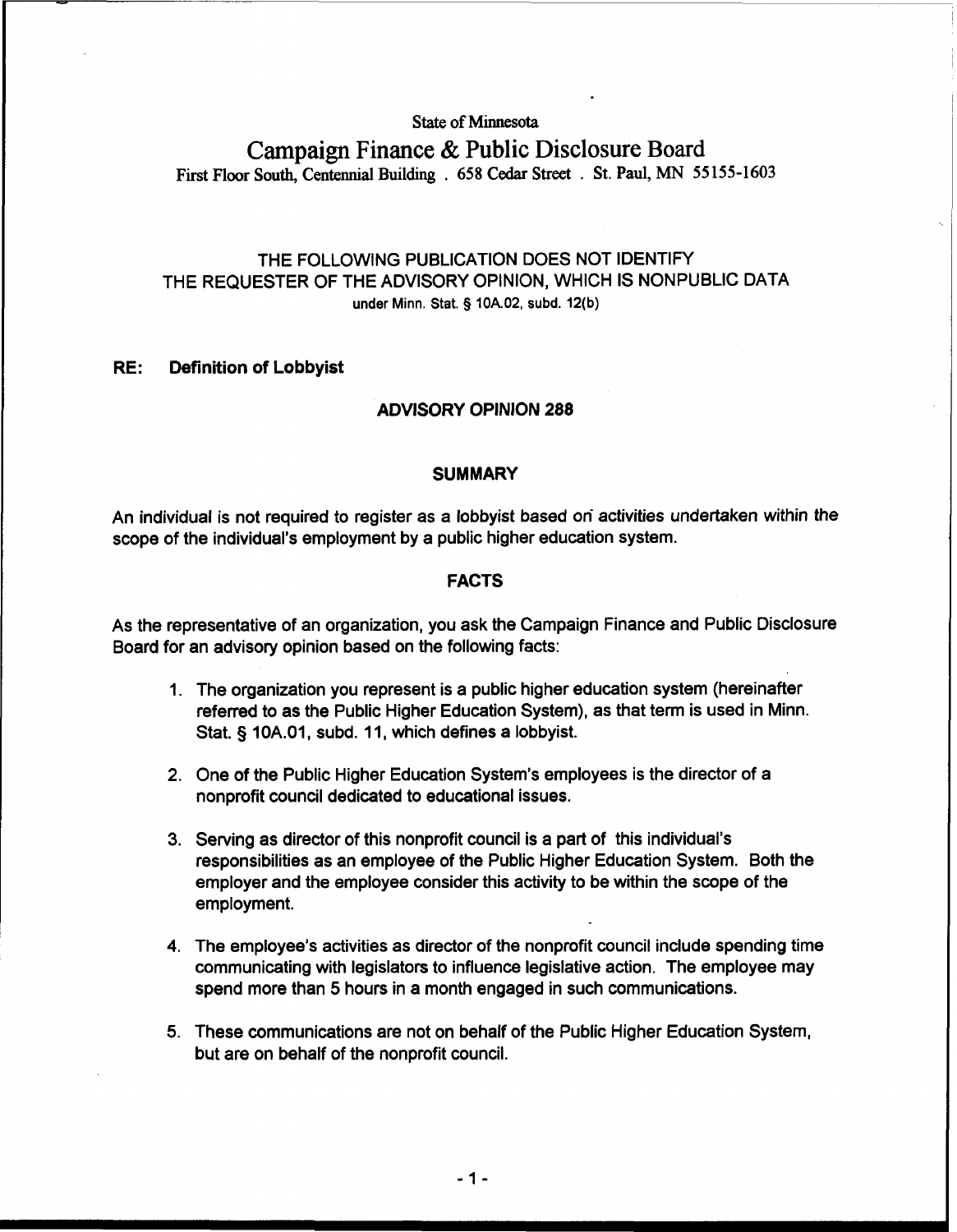State of Minnesota

# Campaign Finance & Public Disclosure Board

First Floor South, Centennial Building . 658 Cedar Street . St. Paul, MN 55155-1603

THE FOLLOWING PUBLICATION DOES NOT IDENTIFY
THE REQUESTER OF THE ADVISORY OPINION, WHICH IS NONPUBLIC DATA
under Minn. Stat. § 10A.02, subd. 12(b)

**RE: Definition of Lobbyist**

## ADVISORY OPINION 288

### SUMMARY

An individual is not required to register as a lobbyist based on activities undertaken within the scope of the individual's employment by a public higher education system.

### FACTS

As the representative of an organization, you ask the Campaign Finance and Public Disclosure Board for an advisory opinion based on the following facts:

1. The organization you represent is a public higher education system (hereinafter referred to as the Public Higher Education System), as that term is used in Minn. Stat. § 10A.01, subd. 11, which defines a lobbyist.

2. One of the Public Higher Education System's employees is the director of a nonprofit council dedicated to educational issues.

3. Serving as director of this nonprofit council is a part of this individual's responsibilities as an employee of the Public Higher Education System. Both the employer and the employee consider this activity to be within the scope of the employment.

4. The employee's activities as director of the nonprofit council include spending time communicating with legislators to influence legislative action. The employee may spend more than 5 hours in a month engaged in such communications.

5. These communications are not on behalf of the Public Higher Education System, but are on behalf of the nonprofit council.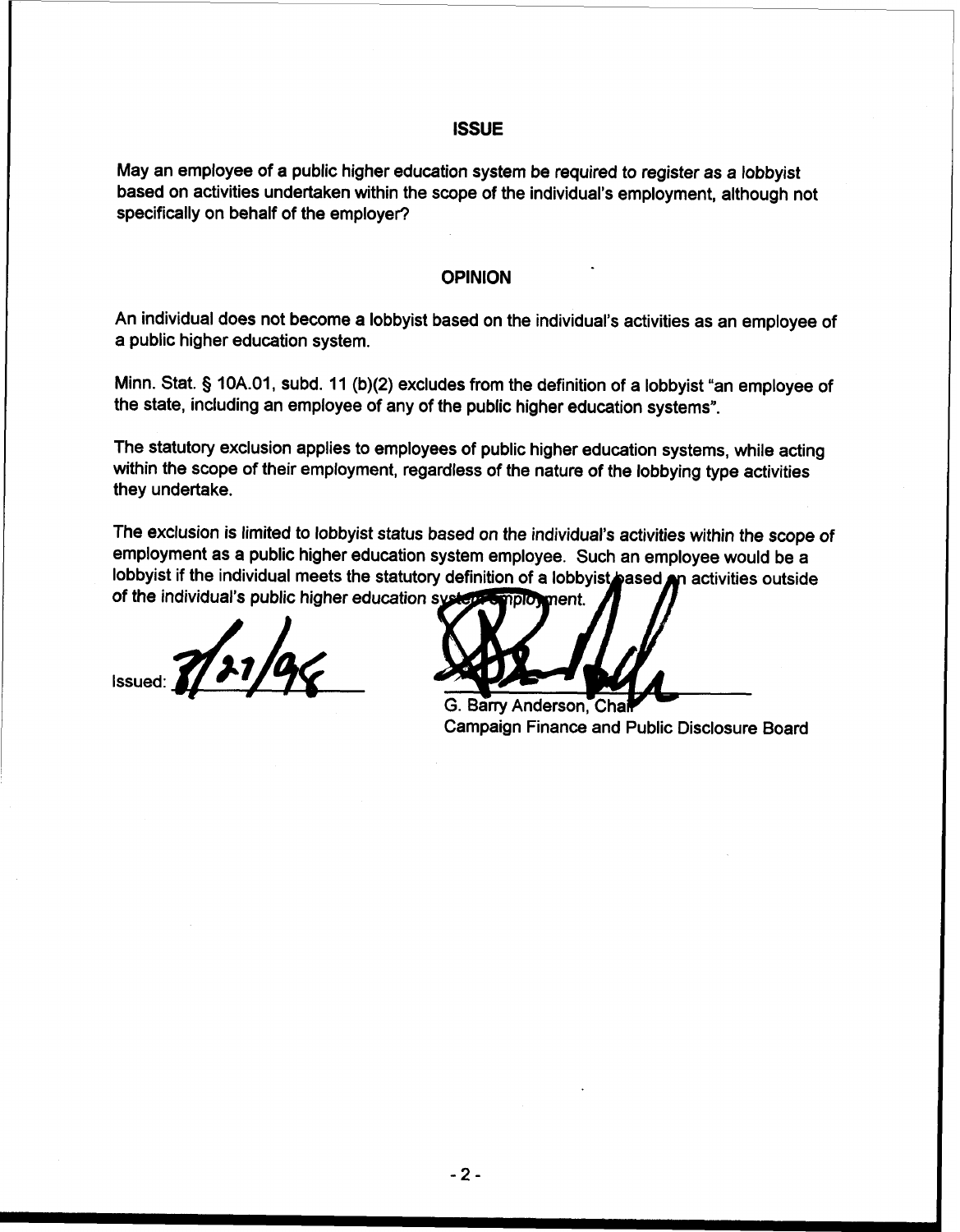## ISSUE

May an employee of a public higher education system be required to register as a lobbyist based on activities undertaken within the scope of the individual's employment, although not specifically on behalf of the employer?

## OPINION

An individual does not become a lobbyist based on the individual's activities as an employee of a public higher education system.

Minn. Stat. § 10A.01, subd. 11 (b)(2) excludes from the definition of a lobbyist "an employee of the state, including an employee of any of the public higher education systems".

The statutory exclusion applies to employees of public higher education systems, while acting within the scope of their employment, regardless of the nature of the lobbying type activities they undertake.

The exclusion is limited to lobbyist status based on the individual's activities within the scope of employment as a public higher education system employee. Such an employee would be a lobbyist if the individual meets the statutory definition of a lobbyist based on activities outside of the individual's public higher education system employment.

Issued: 7/21/98

G. Barry Anderson, Chair
Campaign Finance and Public Disclosure Board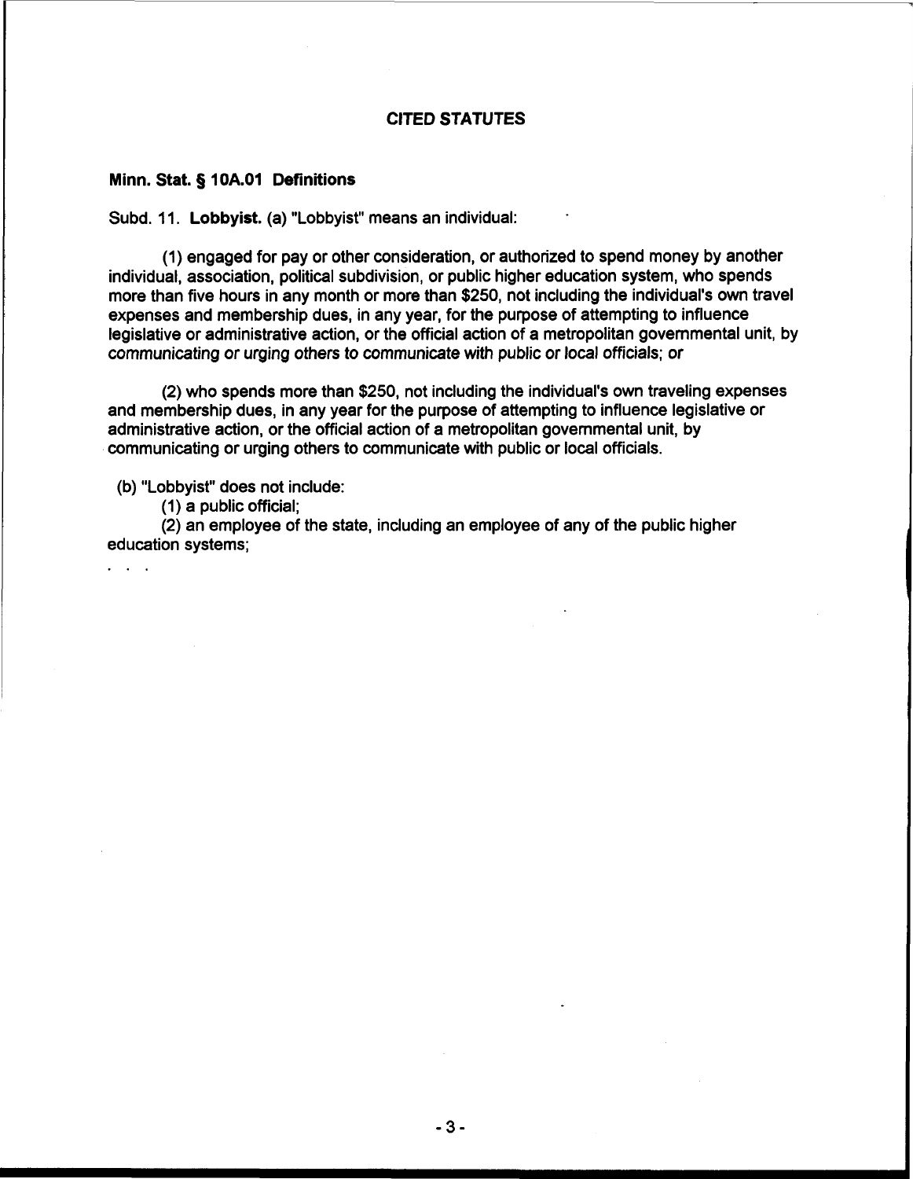## CITED STATUTES

**Minn. Stat. § 10A.01 Definitions**

Subd. 11. **Lobbyist.** (a) "Lobbyist" means an individual:

(1) engaged for pay or other consideration, or authorized to spend money by another individual, association, political subdivision, or public higher education system, who spends more than five hours in any month or more than $250, not including the individual's own travel expenses and membership dues, in any year, for the purpose of attempting to influence legislative or administrative action, or the official action of a metropolitan governmental unit, by communicating or urging others to communicate with public or local officials; or

(2) who spends more than $250, not including the individual's own traveling expenses and membership dues, in any year for the purpose of attempting to influence legislative or administrative action, or the official action of a metropolitan governmental unit, by communicating or urging others to communicate with public or local officials.

(b) "Lobbyist" does not include:

(1) a public official;

(2) an employee of the state, including an employee of any of the public higher education systems;

. . .